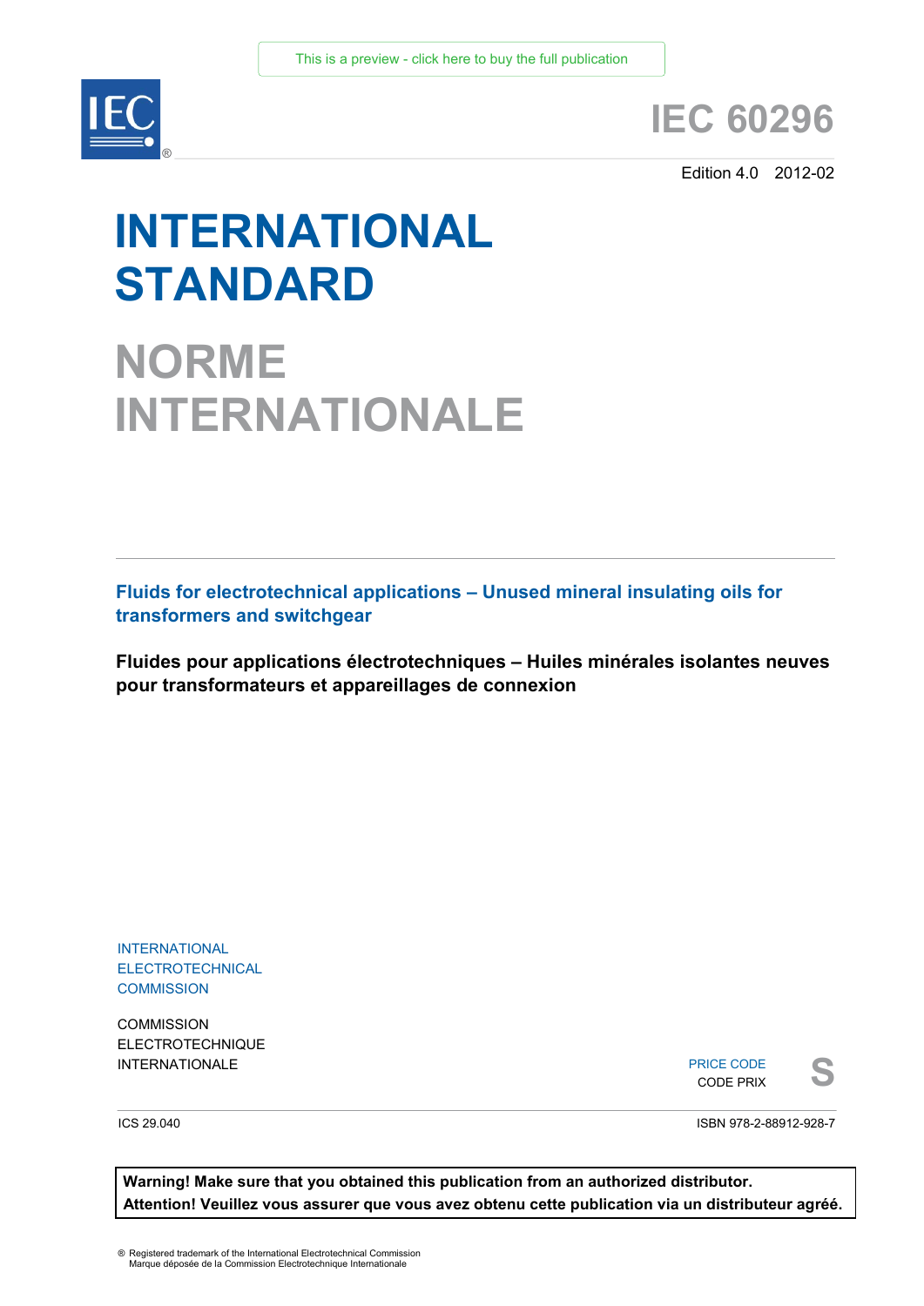This is a preview - click here to buy the full publication

IEC 60296

Edition 4.0 2012-02

# INTERNATIONAL STANDARD

# NORME INTERNATIONALE

## Fluids for electrotechnical applications – Unused mineral insulating oils for transformers and switchgear

## Fluides pour applications électrotechniques – Huiles minérales isolantes neuves pour transformateurs et appareillages de connexion

INTERNATIONAL ELECTROTECHNICAL COMMISSION

COMMISSION ELECTROTECHNIQUE INTERNATIONALE

PRICE CODE
CODE PRIX **S**

ICS 29.040

ISBN 978-2-88912-928-7

**Warning! Make sure that you obtained this publication from an authorized distributor.**
**Attention! Veuillez vous assurer que vous avez obtenu cette publication via un distributeur agréé.**

® Registered trademark of the International Electrotechnical Commission
Marque déposée de la Commission Electrotechnique Internationale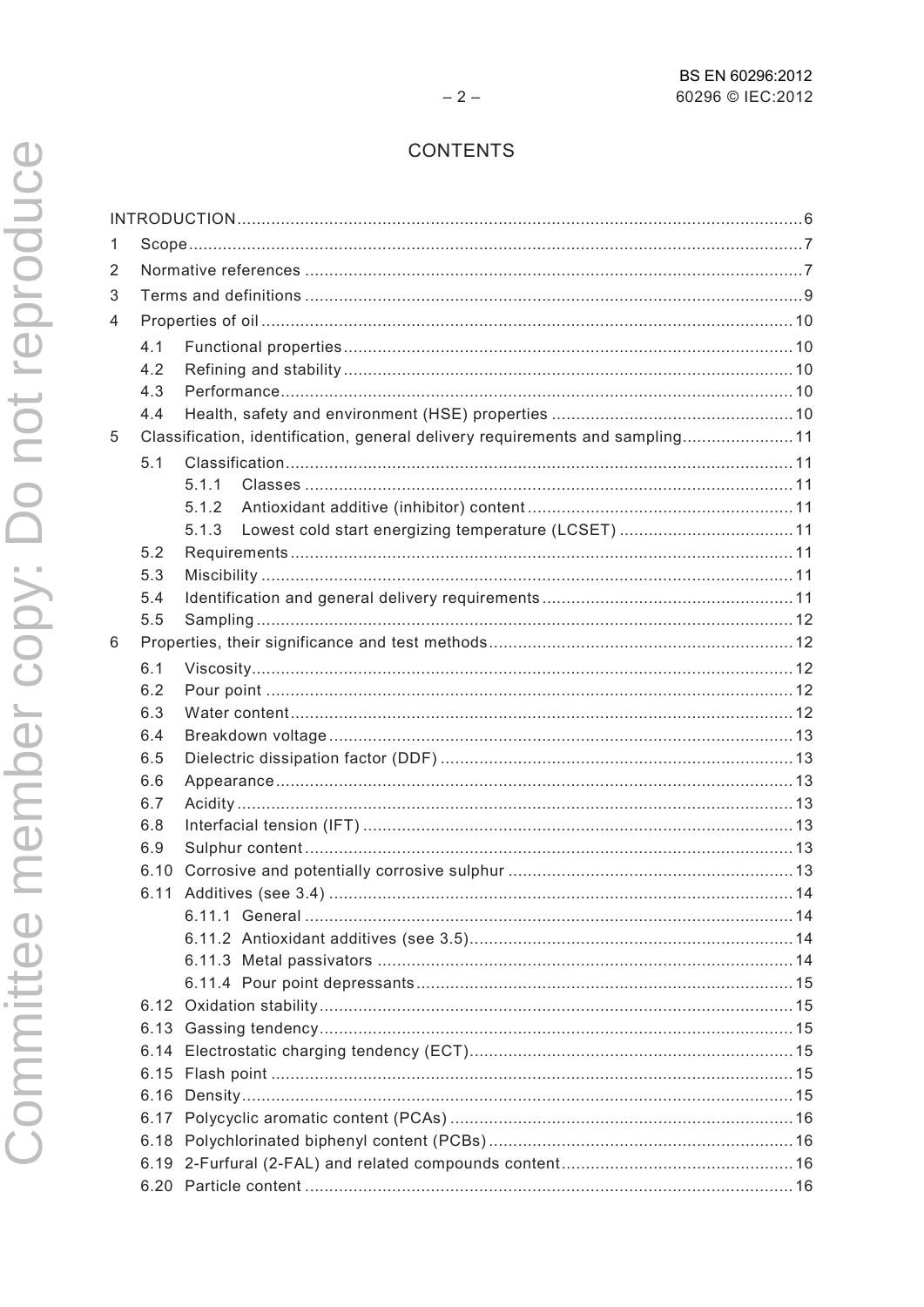# CONTENTS

INTRODUCTION ... 6

1 Scope ... 7

2 Normative references ... 7

3 Terms and definitions ... 9

4 Properties of oil ... 10

- 4.1 Functional properties ... 10
- 4.2 Refining and stability ... 10
- 4.3 Performance ... 10
- 4.4 Health, safety and environment (HSE) properties ... 10

5 Classification, identification, general delivery requirements and sampling ... 11

- 5.1 Classification ... 11
  - 5.1.1 Classes ... 11
  - 5.1.2 Antioxidant additive (inhibitor) content ... 11
  - 5.1.3 Lowest cold start energizing temperature (LCSET) ... 11
- 5.2 Requirements ... 11
- 5.3 Miscibility ... 11
- 5.4 Identification and general delivery requirements ... 11
- 5.5 Sampling ... 12

6 Properties, their significance and test methods ... 12

- 6.1 Viscosity ... 12
- 6.2 Pour point ... 12
- 6.3 Water content ... 12
- 6.4 Breakdown voltage ... 13
- 6.5 Dielectric dissipation factor (DDF) ... 13
- 6.6 Appearance ... 13
- 6.7 Acidity ... 13
- 6.8 Interfacial tension (IFT) ... 13
- 6.9 Sulphur content ... 13
- 6.10 Corrosive and potentially corrosive sulphur ... 13
- 6.11 Additives (see 3.4) ... 14
  - 6.11.1 General ... 14
  - 6.11.2 Antioxidant additives (see 3.5) ... 14
  - 6.11.3 Metal passivators ... 14
  - 6.11.4 Pour point depressants ... 15
- 6.12 Oxidation stability ... 15
- 6.13 Gassing tendency ... 15
- 6.14 Electrostatic charging tendency (ECT) ... 15
- 6.15 Flash point ... 15
- 6.16 Density ... 15
- 6.17 Polycyclic aromatic content (PCAs) ... 16
- 6.18 Polychlorinated biphenyl content (PCBs) ... 16
- 6.19 2-Furfural (2-FAL) and related compounds content ... 16
- 6.20 Particle content ... 16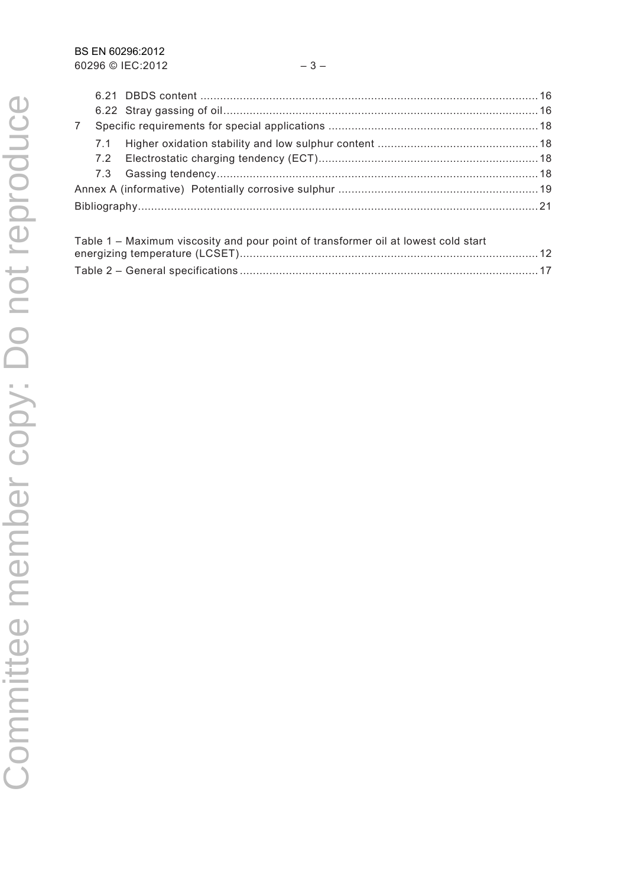6.21 DBDS content ........................................................................................................ 16

6.22 Stray gassing of oil ................................................................................................... 16

7 Specific requirements for special applications ................................................................ 18

7.1 Higher oxidation stability and low sulphur content ................................................... 18

7.2 Electrostatic charging tendency (ECT) ..................................................................... 18

7.3 Gassing tendency ..................................................................................................... 18

Annex A (informative) Potentially corrosive sulphur ............................................................ 19

Bibliography .......................................................................................................................... 21

Table 1 – Maximum viscosity and pour point of transformer oil at lowest cold start energizing temperature (LCSET) .......................................................................................... 12

Table 2 – General specifications ........................................................................................... 17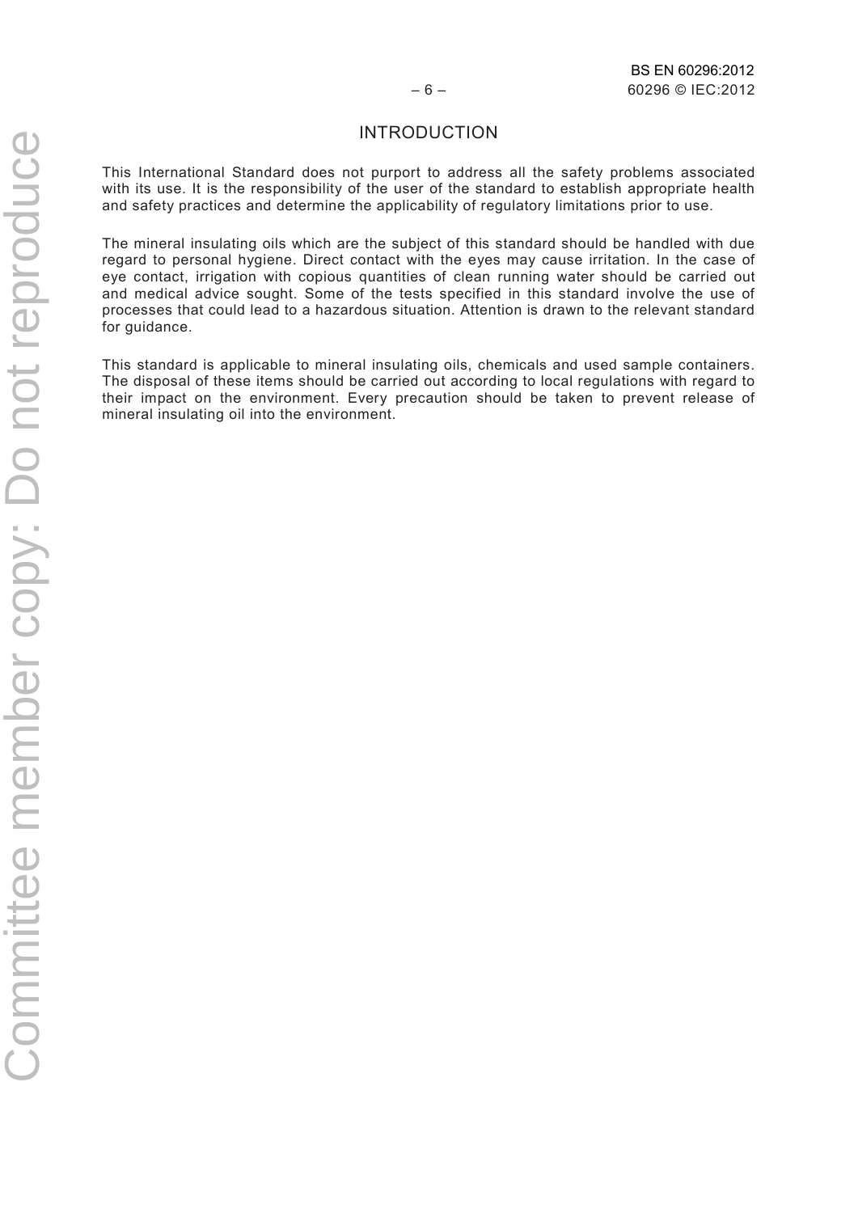# INTRODUCTION

This International Standard does not purport to address all the safety problems associated with its use. It is the responsibility of the user of the standard to establish appropriate health and safety practices and determine the applicability of regulatory limitations prior to use.

The mineral insulating oils which are the subject of this standard should be handled with due regard to personal hygiene. Direct contact with the eyes may cause irritation. In the case of eye contact, irrigation with copious quantities of clean running water should be carried out and medical advice sought. Some of the tests specified in this standard involve the use of processes that could lead to a hazardous situation. Attention is drawn to the relevant standard for guidance.

This standard is applicable to mineral insulating oils, chemicals and used sample containers. The disposal of these items should be carried out according to local regulations with regard to their impact on the environment. Every precaution should be taken to prevent release of mineral insulating oil into the environment.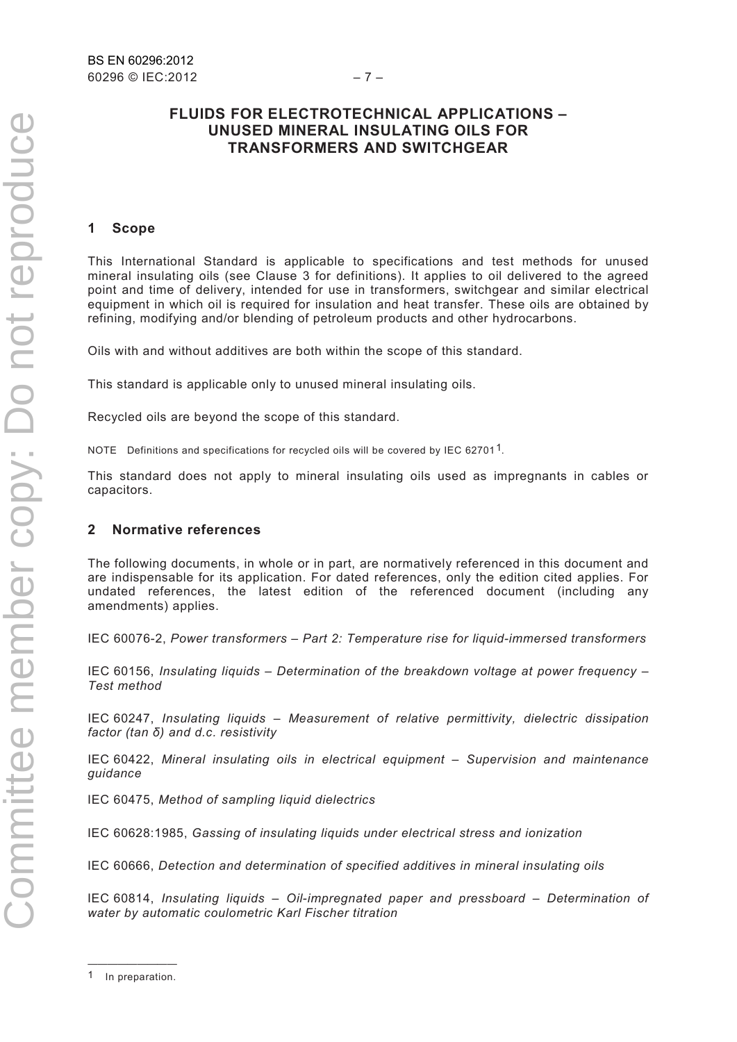# FLUIDS FOR ELECTROTECHNICAL APPLICATIONS – UNUSED MINERAL INSULATING OILS FOR TRANSFORMERS AND SWITCHGEAR

## 1 Scope

This International Standard is applicable to specifications and test methods for unused mineral insulating oils (see Clause 3 for definitions). It applies to oil delivered to the agreed point and time of delivery, intended for use in transformers, switchgear and similar electrical equipment in which oil is required for insulation and heat transfer. These oils are obtained by refining, modifying and/or blending of petroleum products and other hydrocarbons.

Oils with and without additives are both within the scope of this standard.

This standard is applicable only to unused mineral insulating oils.

Recycled oils are beyond the scope of this standard.

NOTE Definitions and specifications for recycled oils will be covered by IEC 62701[1].

This standard does not apply to mineral insulating oils used as impregnants in cables or capacitors.

## 2 Normative references

The following documents, in whole or in part, are normatively referenced in this document and are indispensable for its application. For dated references, only the edition cited applies. For undated references, the latest edition of the referenced document (including any amendments) applies.

IEC 60076-2, *Power transformers – Part 2: Temperature rise for liquid-immersed transformers*

IEC 60156, *Insulating liquids – Determination of the breakdown voltage at power frequency – Test method*

IEC 60247, *Insulating liquids – Measurement of relative permittivity, dielectric dissipation factor (tan δ) and d.c. resistivity*

IEC 60422, *Mineral insulating oils in electrical equipment – Supervision and maintenance guidance*

IEC 60475, *Method of sampling liquid dielectrics*

IEC 60628:1985, *Gassing of insulating liquids under electrical stress and ionization*

IEC 60666, *Detection and determination of specified additives in mineral insulating oils*

IEC 60814, *Insulating liquids – Oil-impregnated paper and pressboard – Determination of water by automatic coulometric Karl Fischer titration*

---

[1] In preparation.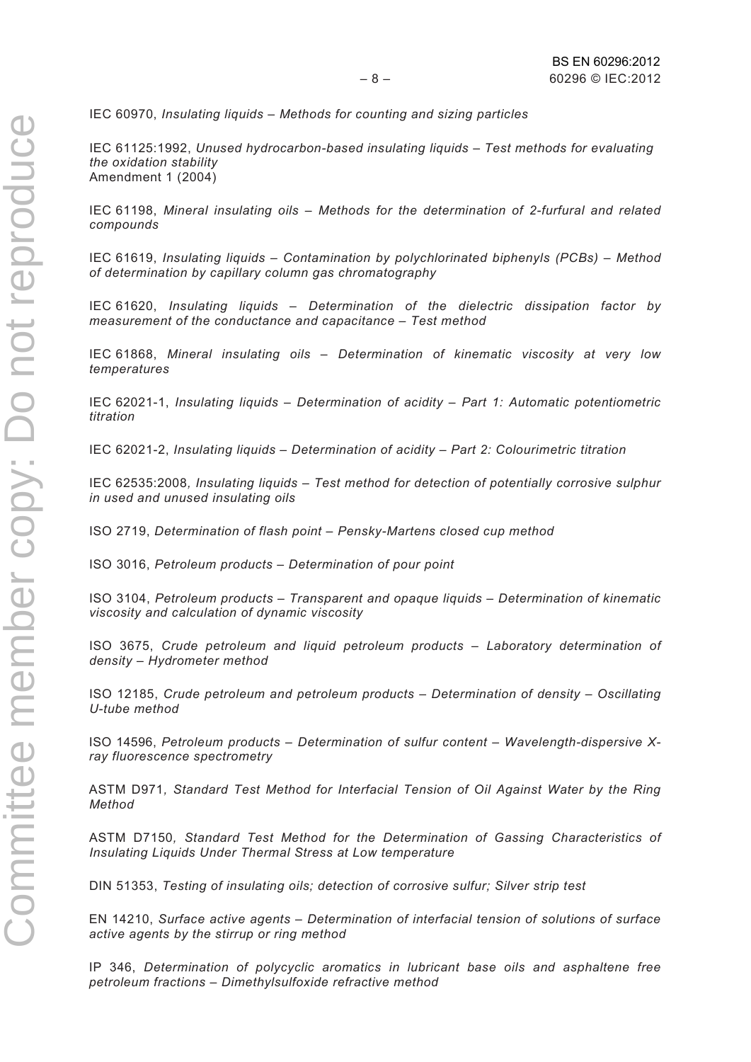IEC 60970, *Insulating liquids – Methods for counting and sizing particles*

IEC 61125:1992, *Unused hydrocarbon-based insulating liquids – Test methods for evaluating the oxidation stability*
Amendment 1 (2004)

IEC 61198, *Mineral insulating oils – Methods for the determination of 2-furfural and related compounds*

IEC 61619, *Insulating liquids – Contamination by polychlorinated biphenyls (PCBs) – Method of determination by capillary column gas chromatography*

IEC 61620, *Insulating liquids – Determination of the dielectric dissipation factor by measurement of the conductance and capacitance – Test method*

IEC 61868, *Mineral insulating oils – Determination of kinematic viscosity at very low temperatures*

IEC 62021-1, *Insulating liquids – Determination of acidity – Part 1: Automatic potentiometric titration*

IEC 62021-2, *Insulating liquids – Determination of acidity – Part 2: Colourimetric titration*

IEC 62535:2008*, Insulating liquids – Test method for detection of potentially corrosive sulphur in used and unused insulating oils*

ISO 2719, *Determination of flash point – Pensky-Martens closed cup method*

ISO 3016, *Petroleum products – Determination of pour point*

ISO 3104, *Petroleum products – Transparent and opaque liquids – Determination of kinematic viscosity and calculation of dynamic viscosity*

ISO 3675, *Crude petroleum and liquid petroleum products – Laboratory determination of density – Hydrometer method*

ISO 12185, *Crude petroleum and petroleum products – Determination of density – Oscillating U-tube method*

ISO 14596, *Petroleum products – Determination of sulfur content – Wavelength-dispersive X-ray fluorescence spectrometry*

ASTM D971*, Standard Test Method for Interfacial Tension of Oil Against Water by the Ring Method*

ASTM D7150*, Standard Test Method for the Determination of Gassing Characteristics of Insulating Liquids Under Thermal Stress at Low temperature*

DIN 51353, *Testing of insulating oils; detection of corrosive sulfur; Silver strip test*

EN 14210, *Surface active agents – Determination of interfacial tension of solutions of surface active agents by the stirrup or ring method*

IP 346, *Determination of polycyclic aromatics in lubricant base oils and asphaltene free petroleum fractions – Dimethylsulfoxide refractive method*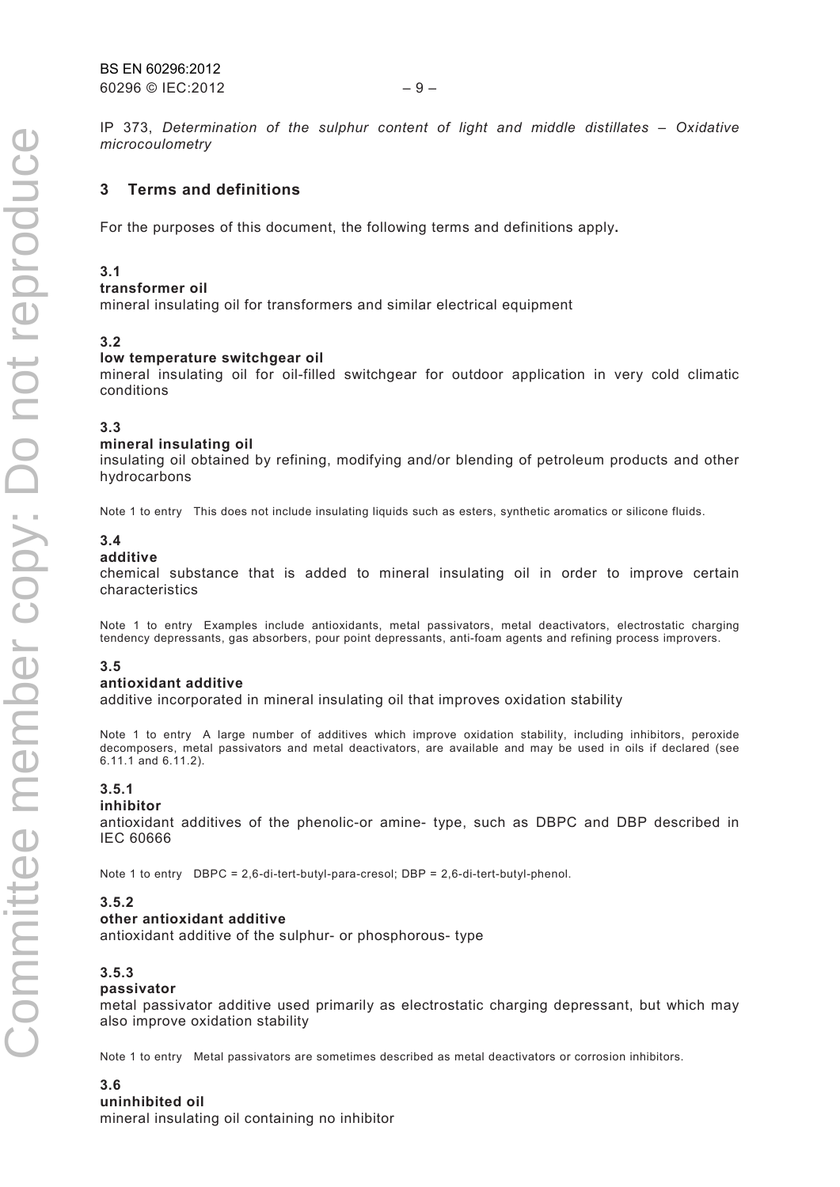IP 373, *Determination of the sulphur content of light and middle distillates – Oxidative microcoulometry*

## 3 Terms and definitions

For the purposes of this document, the following terms and definitions apply.

**3.1**
**transformer oil**
mineral insulating oil for transformers and similar electrical equipment

**3.2**
**low temperature switchgear oil**
mineral insulating oil for oil-filled switchgear for outdoor application in very cold climatic conditions

**3.3**
**mineral insulating oil**
insulating oil obtained by refining, modifying and/or blending of petroleum products and other hydrocarbons

Note 1 to entry This does not include insulating liquids such as esters, synthetic aromatics or silicone fluids.

**3.4**
**additive**
chemical substance that is added to mineral insulating oil in order to improve certain characteristics

Note 1 to entry Examples include antioxidants, metal passivators, metal deactivators, electrostatic charging tendency depressants, gas absorbers, pour point depressants, anti-foam agents and refining process improvers.

**3.5**
**antioxidant additive**
additive incorporated in mineral insulating oil that improves oxidation stability

Note 1 to entry A large number of additives which improve oxidation stability, including inhibitors, peroxide decomposers, metal passivators and metal deactivators, are available and may be used in oils if declared (see 6.11.1 and 6.11.2).

**3.5.1**
**inhibitor**
antioxidant additives of the phenolic-or amine- type, such as DBPC and DBP described in IEC 60666

Note 1 to entry DBPC = 2,6-di-tert-butyl-para-cresol; DBP = 2,6-di-tert-butyl-phenol.

**3.5.2**
**other antioxidant additive**
antioxidant additive of the sulphur- or phosphorous- type

**3.5.3**
**passivator**
metal passivator additive used primarily as electrostatic charging depressant, but which may also improve oxidation stability

Note 1 to entry Metal passivators are sometimes described as metal deactivators or corrosion inhibitors.

**3.6**
**uninhibited oil**
mineral insulating oil containing no inhibitor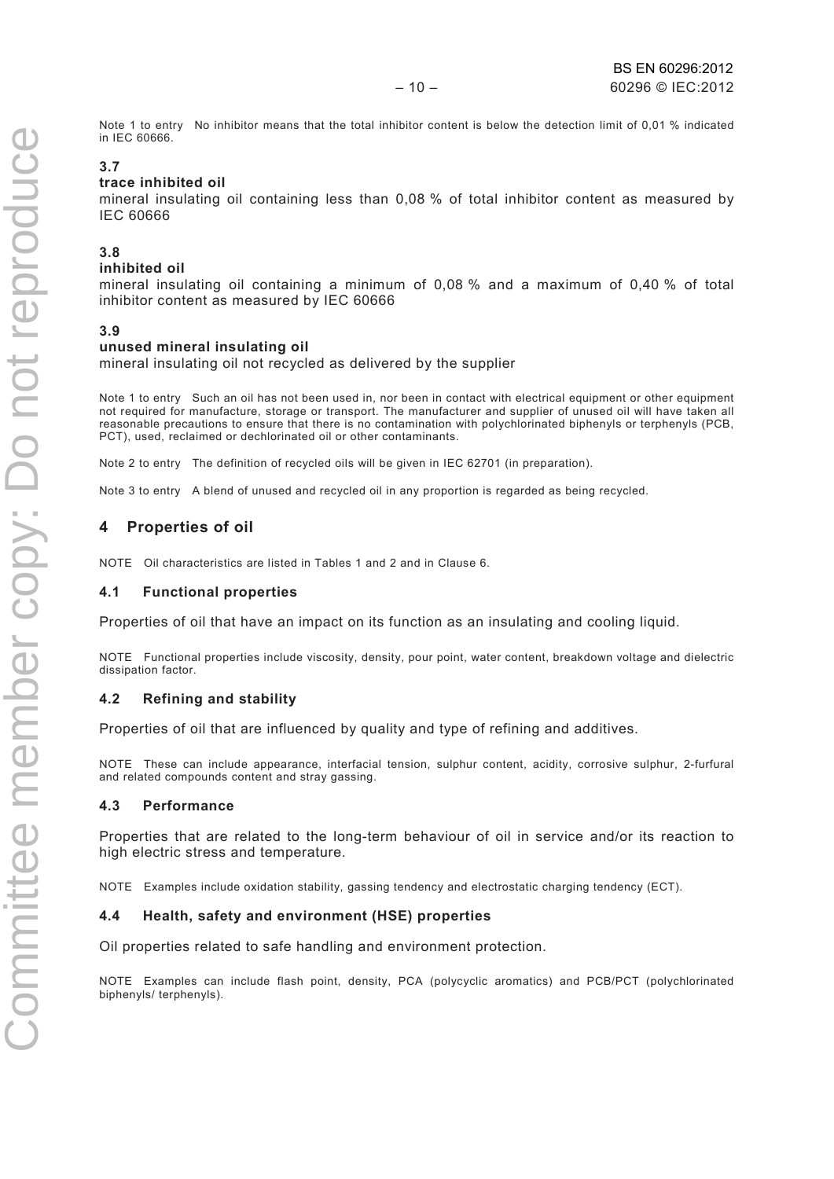Note 1 to entry No inhibitor means that the total inhibitor content is below the detection limit of 0,01 % indicated in IEC 60666.

**3.7**
**trace inhibited oil**
mineral insulating oil containing less than 0,08 % of total inhibitor content as measured by IEC 60666

**3.8**
**inhibited oil**
mineral insulating oil containing a minimum of 0,08 % and a maximum of 0,40 % of total inhibitor content as measured by IEC 60666

**3.9**
**unused mineral insulating oil**
mineral insulating oil not recycled as delivered by the supplier

Note 1 to entry Such an oil has not been used in, nor been in contact with electrical equipment or other equipment not required for manufacture, storage or transport. The manufacturer and supplier of unused oil will have taken all reasonable precautions to ensure that there is no contamination with polychlorinated biphenyls or terphenyls (PCB, PCT), used, reclaimed or dechlorinated oil or other contaminants.

Note 2 to entry The definition of recycled oils will be given in IEC 62701 (in preparation).

Note 3 to entry A blend of unused and recycled oil in any proportion is regarded as being recycled.

## 4 Properties of oil

NOTE Oil characteristics are listed in Tables 1 and 2 and in Clause 6.

### 4.1 Functional properties

Properties of oil that have an impact on its function as an insulating and cooling liquid.

NOTE Functional properties include viscosity, density, pour point, water content, breakdown voltage and dielectric dissipation factor.

### 4.2 Refining and stability

Properties of oil that are influenced by quality and type of refining and additives.

NOTE These can include appearance, interfacial tension, sulphur content, acidity, corrosive sulphur, 2-furfural and related compounds content and stray gassing.

### 4.3 Performance

Properties that are related to the long-term behaviour of oil in service and/or its reaction to high electric stress and temperature.

NOTE Examples include oxidation stability, gassing tendency and electrostatic charging tendency (ECT).

### 4.4 Health, safety and environment (HSE) properties

Oil properties related to safe handling and environment protection.

NOTE Examples can include flash point, density, PCA (polycyclic aromatics) and PCB/PCT (polychlorinated biphenyls/ terphenyls).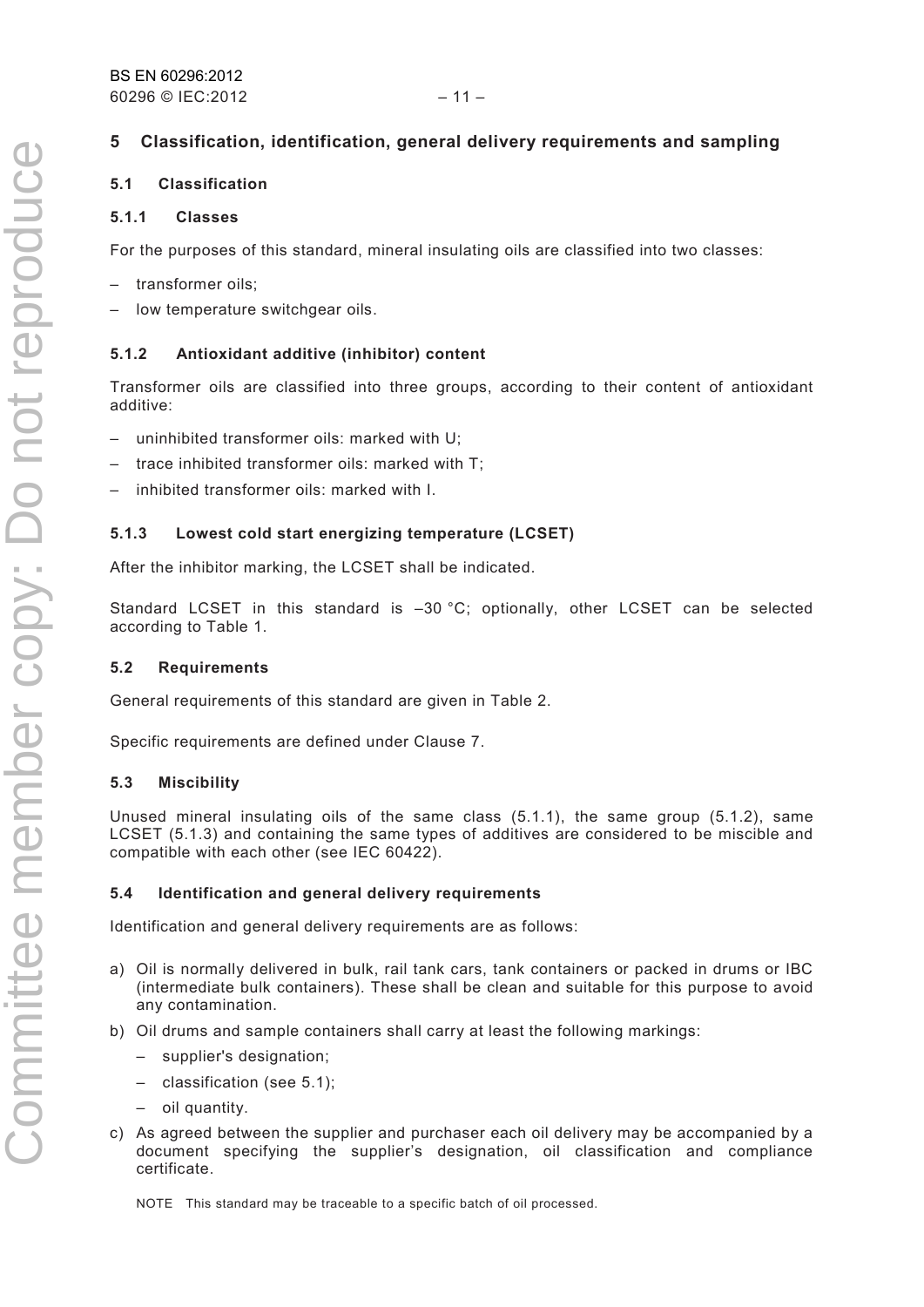# 5 Classification, identification, general delivery requirements and sampling

## 5.1 Classification

### 5.1.1 Classes

For the purposes of this standard, mineral insulating oils are classified into two classes:

- transformer oils;
- low temperature switchgear oils.

### 5.1.2 Antioxidant additive (inhibitor) content

Transformer oils are classified into three groups, according to their content of antioxidant additive:

- uninhibited transformer oils: marked with U;
- trace inhibited transformer oils: marked with T;
- inhibited transformer oils: marked with I.

### 5.1.3 Lowest cold start energizing temperature (LCSET)

After the inhibitor marking, the LCSET shall be indicated.

Standard LCSET in this standard is –30 °C; optionally, other LCSET can be selected according to Table 1.

## 5.2 Requirements

General requirements of this standard are given in Table 2.

Specific requirements are defined under Clause 7.

## 5.3 Miscibility

Unused mineral insulating oils of the same class (5.1.1), the same group (5.1.2), same LCSET (5.1.3) and containing the same types of additives are considered to be miscible and compatible with each other (see IEC 60422).

## 5.4 Identification and general delivery requirements

Identification and general delivery requirements are as follows:

a) Oil is normally delivered in bulk, rail tank cars, tank containers or packed in drums or IBC (intermediate bulk containers). These shall be clean and suitable for this purpose to avoid any contamination.

b) Oil drums and sample containers shall carry at least the following markings:
   - supplier's designation;
   - classification (see 5.1);
   - oil quantity.

c) As agreed between the supplier and purchaser each oil delivery may be accompanied by a document specifying the supplier's designation, oil classification and compliance certificate.

   NOTE This standard may be traceable to a specific batch of oil processed.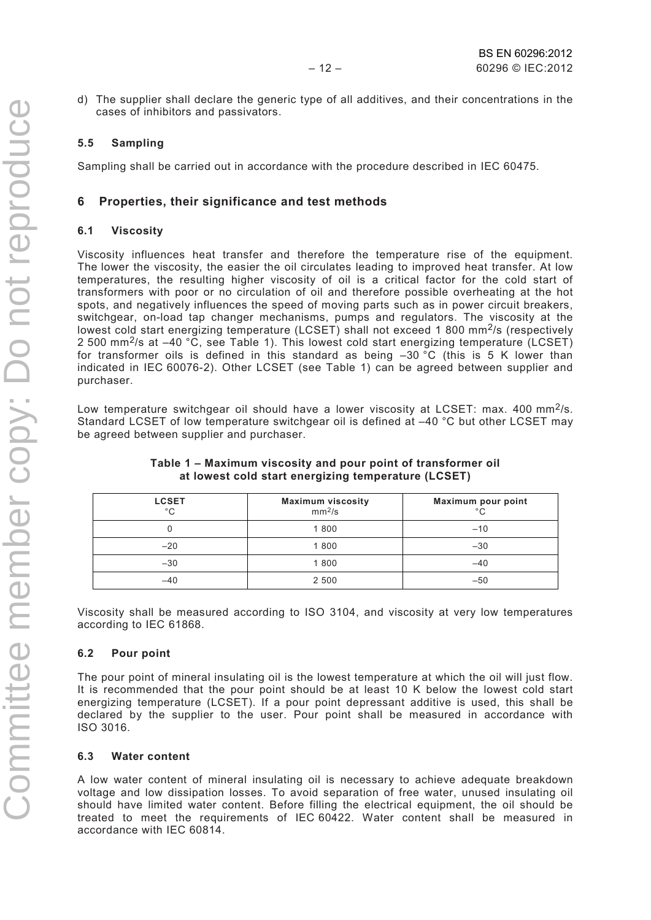d) The supplier shall declare the generic type of all additives, and their concentrations in the cases of inhibitors and passivators.

### 5.5 Sampling

Sampling shall be carried out in accordance with the procedure described in IEC 60475.

## 6 Properties, their significance and test methods

### 6.1 Viscosity

Viscosity influences heat transfer and therefore the temperature rise of the equipment. The lower the viscosity, the easier the oil circulates leading to improved heat transfer. At low temperatures, the resulting higher viscosity of oil is a critical factor for the cold start of transformers with poor or no circulation of oil and therefore possible overheating at the hot spots, and negatively influences the speed of moving parts such as in power circuit breakers, switchgear, on-load tap changer mechanisms, pumps and regulators. The viscosity at the lowest cold start energizing temperature (LCSET) shall not exceed 1 800 $mm^2/s$ (respectively 2 500 $mm^2/s$ at –40 °C, see Table 1). This lowest cold start energizing temperature (LCSET) for transformer oils is defined in this standard as being –30 °C (this is 5 K lower than indicated in IEC 60076-2). Other LCSET (see Table 1) can be agreed between supplier and purchaser.

Low temperature switchgear oil should have a lower viscosity at LCSET: max. 400 $mm^2/s$. Standard LCSET of low temperature switchgear oil is defined at –40 °C but other LCSET may be agreed between supplier and purchaser.

**Table 1 – Maximum viscosity and pour point of transformer oil at lowest cold start energizing temperature (LCSET)**

| LCSET<br>°C | Maximum viscosity<br>$mm^2/s$ | Maximum pour point<br>°C |
|---|---|---|
| 0 | 1 800 | –10 |
| –20 | 1 800 | –30 |
| –30 | 1 800 | –40 |
| –40 | 2 500 | –50 |

Viscosity shall be measured according to ISO 3104, and viscosity at very low temperatures according to IEC 61868.

### 6.2 Pour point

The pour point of mineral insulating oil is the lowest temperature at which the oil will just flow. It is recommended that the pour point should be at least 10 K below the lowest cold start energizing temperature (LCSET). If a pour point depressant additive is used, this shall be declared by the supplier to the user. Pour point shall be measured in accordance with ISO 3016.

### 6.3 Water content

A low water content of mineral insulating oil is necessary to achieve adequate breakdown voltage and low dissipation losses. To avoid separation of free water, unused insulating oil should have limited water content. Before filling the electrical equipment, the oil should be treated to meet the requirements of IEC 60422. Water content shall be measured in accordance with IEC 60814.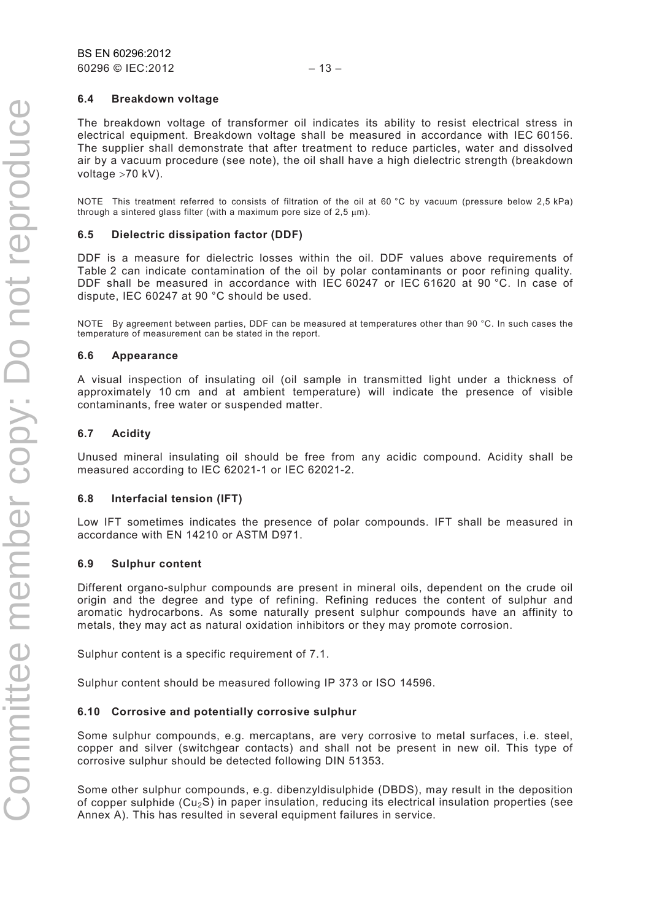### 6.4 Breakdown voltage

The breakdown voltage of transformer oil indicates its ability to resist electrical stress in electrical equipment. Breakdown voltage shall be measured in accordance with IEC 60156. The supplier shall demonstrate that after treatment to reduce particles, water and dissolved air by a vacuum procedure (see note), the oil shall have a high dielectric strength (breakdown voltage >70 kV).

NOTE This treatment referred to consists of filtration of the oil at 60 °C by vacuum (pressure below 2,5 kPa) through a sintered glass filter (with a maximum pore size of 2,5 μm).

### 6.5 Dielectric dissipation factor (DDF)

DDF is a measure for dielectric losses within the oil. DDF values above requirements of Table 2 can indicate contamination of the oil by polar contaminants or poor refining quality. DDF shall be measured in accordance with IEC 60247 or IEC 61620 at 90 °C. In case of dispute, IEC 60247 at 90 °C should be used.

NOTE By agreement between parties, DDF can be measured at temperatures other than 90 °C. In such cases the temperature of measurement can be stated in the report.

### 6.6 Appearance

A visual inspection of insulating oil (oil sample in transmitted light under a thickness of approximately 10 cm and at ambient temperature) will indicate the presence of visible contaminants, free water or suspended matter.

### 6.7 Acidity

Unused mineral insulating oil should be free from any acidic compound. Acidity shall be measured according to IEC 62021-1 or IEC 62021-2.

### 6.8 Interfacial tension (IFT)

Low IFT sometimes indicates the presence of polar compounds. IFT shall be measured in accordance with EN 14210 or ASTM D971.

### 6.9 Sulphur content

Different organo-sulphur compounds are present in mineral oils, dependent on the crude oil origin and the degree and type of refining. Refining reduces the content of sulphur and aromatic hydrocarbons. As some naturally present sulphur compounds have an affinity to metals, they may act as natural oxidation inhibitors or they may promote corrosion.

Sulphur content is a specific requirement of 7.1.

Sulphur content should be measured following IP 373 or ISO 14596.

### 6.10 Corrosive and potentially corrosive sulphur

Some sulphur compounds, e.g. mercaptans, are very corrosive to metal surfaces, i.e. steel, copper and silver (switchgear contacts) and shall not be present in new oil. This type of corrosive sulphur should be detected following DIN 51353.

Some other sulphur compounds, e.g. dibenzyldisulphide (DBDS), may result in the deposition of copper sulphide ($Cu_2S$) in paper insulation, reducing its electrical insulation properties (see Annex A). This has resulted in several equipment failures in service.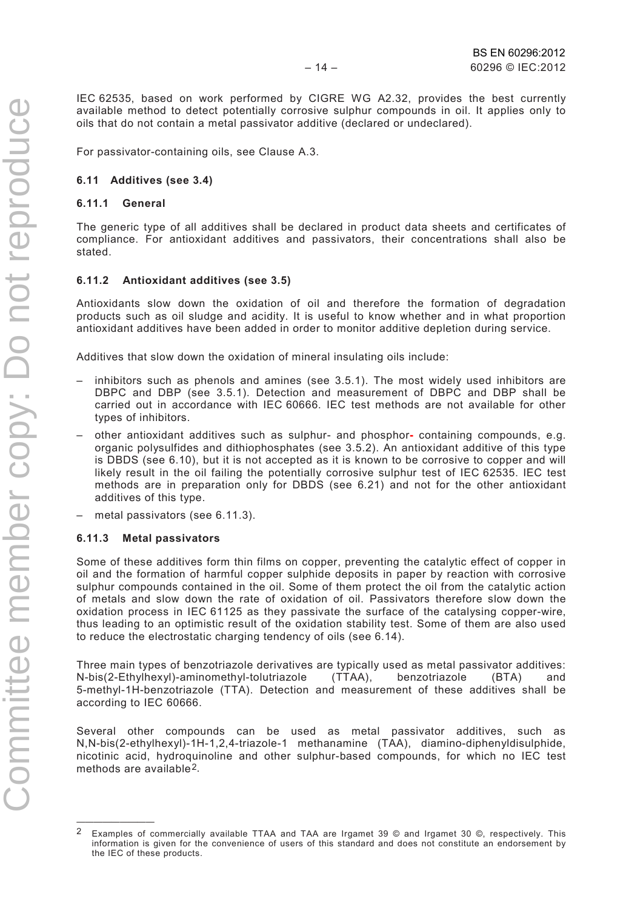IEC 62535, based on work performed by CIGRE WG A2.32, provides the best currently available method to detect potentially corrosive sulphur compounds in oil. It applies only to oils that do not contain a metal passivator additive (declared or undeclared).

For passivator-containing oils, see Clause A.3.

### 6.11 Additives (see 3.4)

#### 6.11.1 General

The generic type of all additives shall be declared in product data sheets and certificates of compliance. For antioxidant additives and passivators, their concentrations shall also be stated.

#### 6.11.2 Antioxidant additives (see 3.5)

Antioxidants slow down the oxidation of oil and therefore the formation of degradation products such as oil sludge and acidity. It is useful to know whether and in what proportion antioxidant additives have been added in order to monitor additive depletion during service.

Additives that slow down the oxidation of mineral insulating oils include:

- inhibitors such as phenols and amines (see 3.5.1). The most widely used inhibitors are DBPC and DBP (see 3.5.1). Detection and measurement of DBPC and DBP shall be carried out in accordance with IEC 60666. IEC test methods are not available for other types of inhibitors.
- other antioxidant additives such as sulphur- and phosphor- containing compounds, e.g. organic polysulfides and dithiophosphates (see 3.5.2). An antioxidant additive of this type is DBDS (see 6.10), but it is not accepted as it is known to be corrosive to copper and will likely result in the oil failing the potentially corrosive sulphur test of IEC 62535. IEC test methods are in preparation only for DBDS (see 6.21) and not for the other antioxidant additives of this type.
- metal passivators (see 6.11.3).

#### 6.11.3 Metal passivators

Some of these additives form thin films on copper, preventing the catalytic effect of copper in oil and the formation of harmful copper sulphide deposits in paper by reaction with corrosive sulphur compounds contained in the oil. Some of them protect the oil from the catalytic action of metals and slow down the rate of oxidation of oil. Passivators therefore slow down the oxidation process in IEC 61125 as they passivate the surface of the catalysing copper-wire, thus leading to an optimistic result of the oxidation stability test. Some of them are also used to reduce the electrostatic charging tendency of oils (see 6.14).

Three main types of benzotriazole derivatives are typically used as metal passivator additives: N-bis(2-Ethylhexyl)-aminomethyl-tolutriazole (TTAA), benzotriazole (BTA) and 5-methyl-1H-benzotriazole (TTA). Detection and measurement of these additives shall be according to IEC 60666.

Several other compounds can be used as metal passivator additives, such as N,N-bis(2-ethylhexyl)-1H-1,2,4-triazole-1 methanamine (TAA), diamino-diphenyldisulphide, nicotinic acid, hydroquinoline and other sulphur-based compounds, for which no IEC test methods are available[2].

---

[2] Examples of commercially available TTAA and TAA are Irgamet 39 © and Irgamet 30 ©, respectively. This information is given for the convenience of users of this standard and does not constitute an endorsement by the IEC of these products.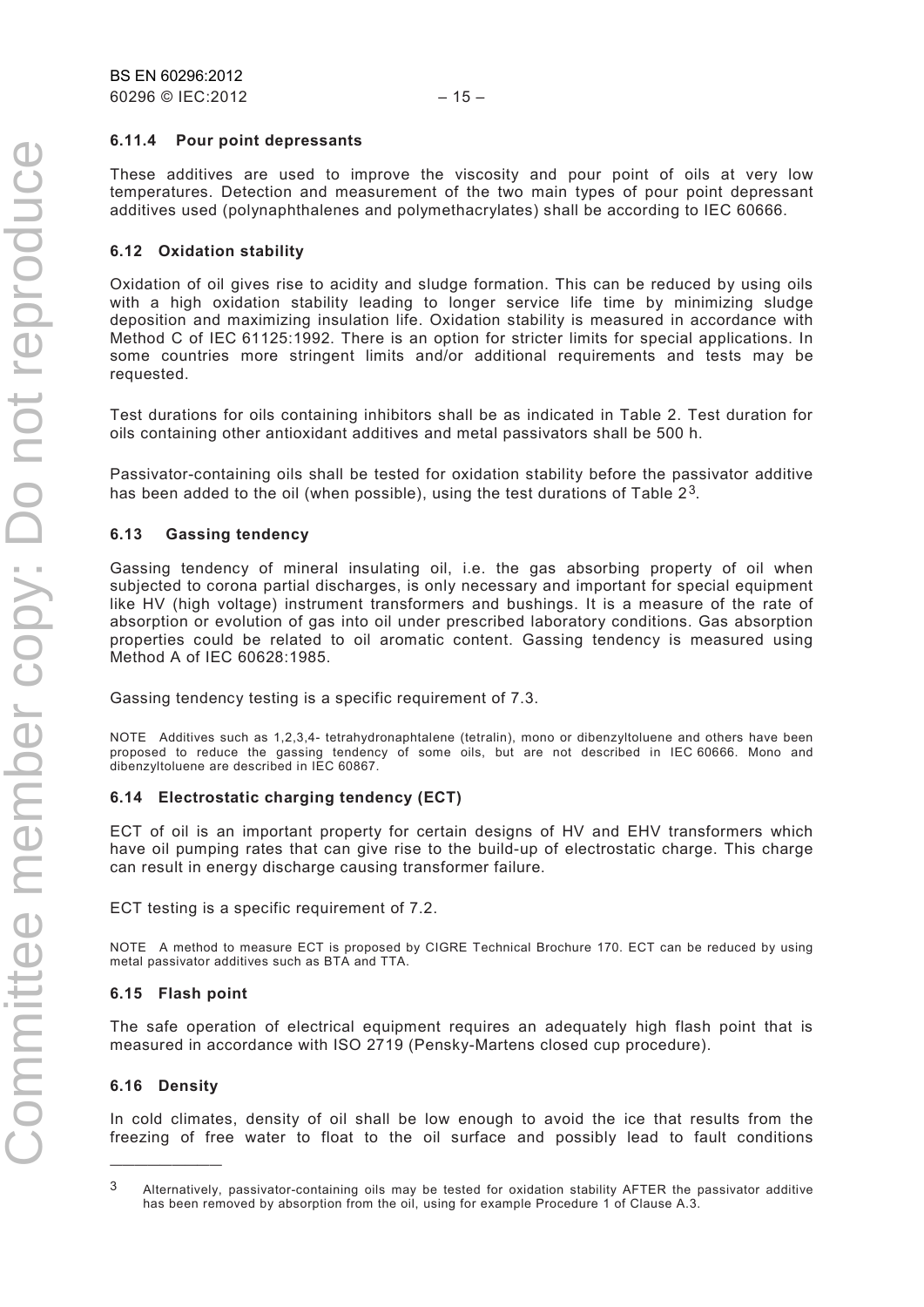#### 6.11.4 Pour point depressants

These additives are used to improve the viscosity and pour point of oils at very low temperatures. Detection and measurement of the two main types of pour point depressant additives used (polynaphthalenes and polymethacrylates) shall be according to IEC 60666.

### 6.12 Oxidation stability

Oxidation of oil gives rise to acidity and sludge formation. This can be reduced by using oils with a high oxidation stability leading to longer service life time by minimizing sludge deposition and maximizing insulation life. Oxidation stability is measured in accordance with Method C of IEC 61125:1992. There is an option for stricter limits for special applications. In some countries more stringent limits and/or additional requirements and tests may be requested.

Test durations for oils containing inhibitors shall be as indicated in Table 2. Test duration for oils containing other antioxidant additives and metal passivators shall be 500 h.

Passivator-containing oils shall be tested for oxidation stability before the passivator additive has been added to the oil (when possible), using the test durations of Table 2[3].

### 6.13 Gassing tendency

Gassing tendency of mineral insulating oil, i.e. the gas absorbing property of oil when subjected to corona partial discharges, is only necessary and important for special equipment like HV (high voltage) instrument transformers and bushings. It is a measure of the rate of absorption or evolution of gas into oil under prescribed laboratory conditions. Gas absorption properties could be related to oil aromatic content. Gassing tendency is measured using Method A of IEC 60628:1985.

Gassing tendency testing is a specific requirement of 7.3.

NOTE Additives such as 1,2,3,4- tetrahydronaphtalene (tetralin), mono or dibenzyltoluene and others have been proposed to reduce the gassing tendency of some oils, but are not described in IEC 60666. Mono and dibenzyltoluene are described in IEC 60867.

### 6.14 Electrostatic charging tendency (ECT)

ECT of oil is an important property for certain designs of HV and EHV transformers which have oil pumping rates that can give rise to the build-up of electrostatic charge. This charge can result in energy discharge causing transformer failure.

ECT testing is a specific requirement of 7.2.

NOTE A method to measure ECT is proposed by CIGRE Technical Brochure 170. ECT can be reduced by using metal passivator additives such as BTA and TTA.

### 6.15 Flash point

The safe operation of electrical equipment requires an adequately high flash point that is measured in accordance with ISO 2719 (Pensky-Martens closed cup procedure).

### 6.16 Density

In cold climates, density of oil shall be low enough to avoid the ice that results from the freezing of free water to float to the oil surface and possibly lead to fault conditions

---

[3] Alternatively, passivator-containing oils may be tested for oxidation stability AFTER the passivator additive has been removed by absorption from the oil, using for example Procedure 1 of Clause A.3.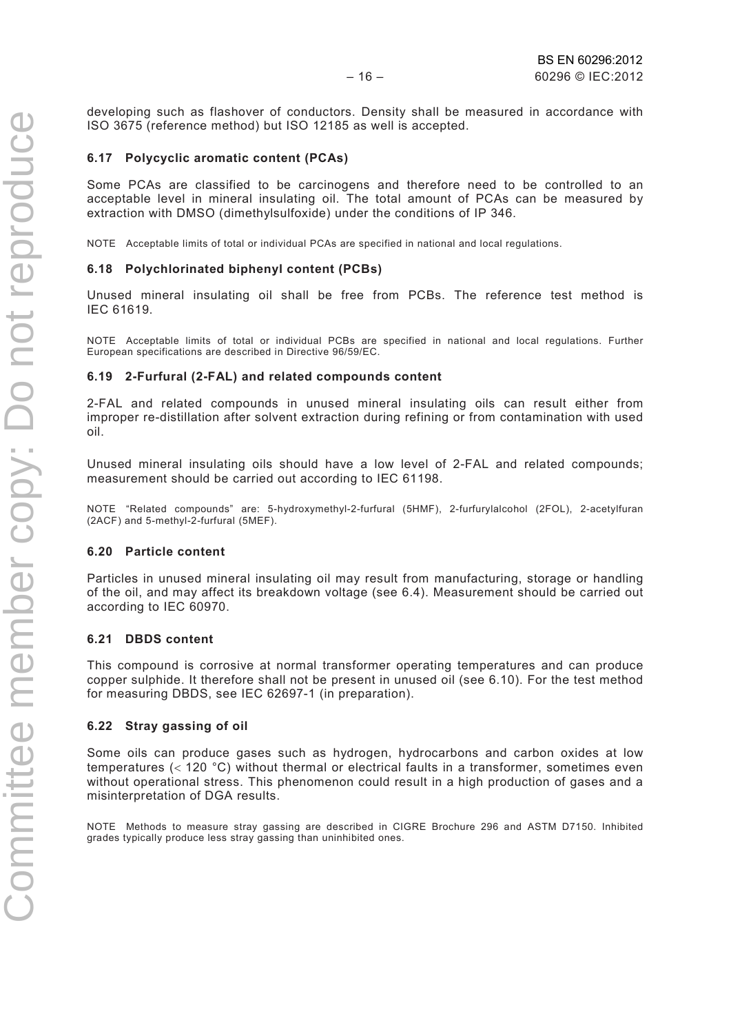developing such as flashover of conductors. Density shall be measured in accordance with ISO 3675 (reference method) but ISO 12185 as well is accepted.

### 6.17 Polycyclic aromatic content (PCAs)

Some PCAs are classified to be carcinogens and therefore need to be controlled to an acceptable level in mineral insulating oil. The total amount of PCAs can be measured by extraction with DMSO (dimethylsulfoxide) under the conditions of IP 346.

NOTE Acceptable limits of total or individual PCAs are specified in national and local regulations.

### 6.18 Polychlorinated biphenyl content (PCBs)

Unused mineral insulating oil shall be free from PCBs. The reference test method is IEC 61619.

NOTE Acceptable limits of total or individual PCBs are specified in national and local regulations. Further European specifications are described in Directive 96/59/EC.

### 6.19 2-Furfural (2-FAL) and related compounds content

2-FAL and related compounds in unused mineral insulating oils can result either from improper re-distillation after solvent extraction during refining or from contamination with used oil.

Unused mineral insulating oils should have a low level of 2-FAL and related compounds; measurement should be carried out according to IEC 61198.

NOTE "Related compounds" are: 5-hydroxymethyl-2-furfural (5HMF), 2-furfurylalcohol (2FOL), 2-acetylfuran (2ACF) and 5-methyl-2-furfural (5MEF).

### 6.20 Particle content

Particles in unused mineral insulating oil may result from manufacturing, storage or handling of the oil, and may affect its breakdown voltage (see 6.4). Measurement should be carried out according to IEC 60970.

### 6.21 DBDS content

This compound is corrosive at normal transformer operating temperatures and can produce copper sulphide. It therefore shall not be present in unused oil (see 6.10). For the test method for measuring DBDS, see IEC 62697-1 (in preparation).

### 6.22 Stray gassing of oil

Some oils can produce gases such as hydrogen, hydrocarbons and carbon oxides at low temperatures (< 120 °C) without thermal or electrical faults in a transformer, sometimes even without operational stress. This phenomenon could result in a high production of gases and a misinterpretation of DGA results.

NOTE Methods to measure stray gassing are described in CIGRE Brochure 296 and ASTM D7150. Inhibited grades typically produce less stray gassing than uninhibited ones.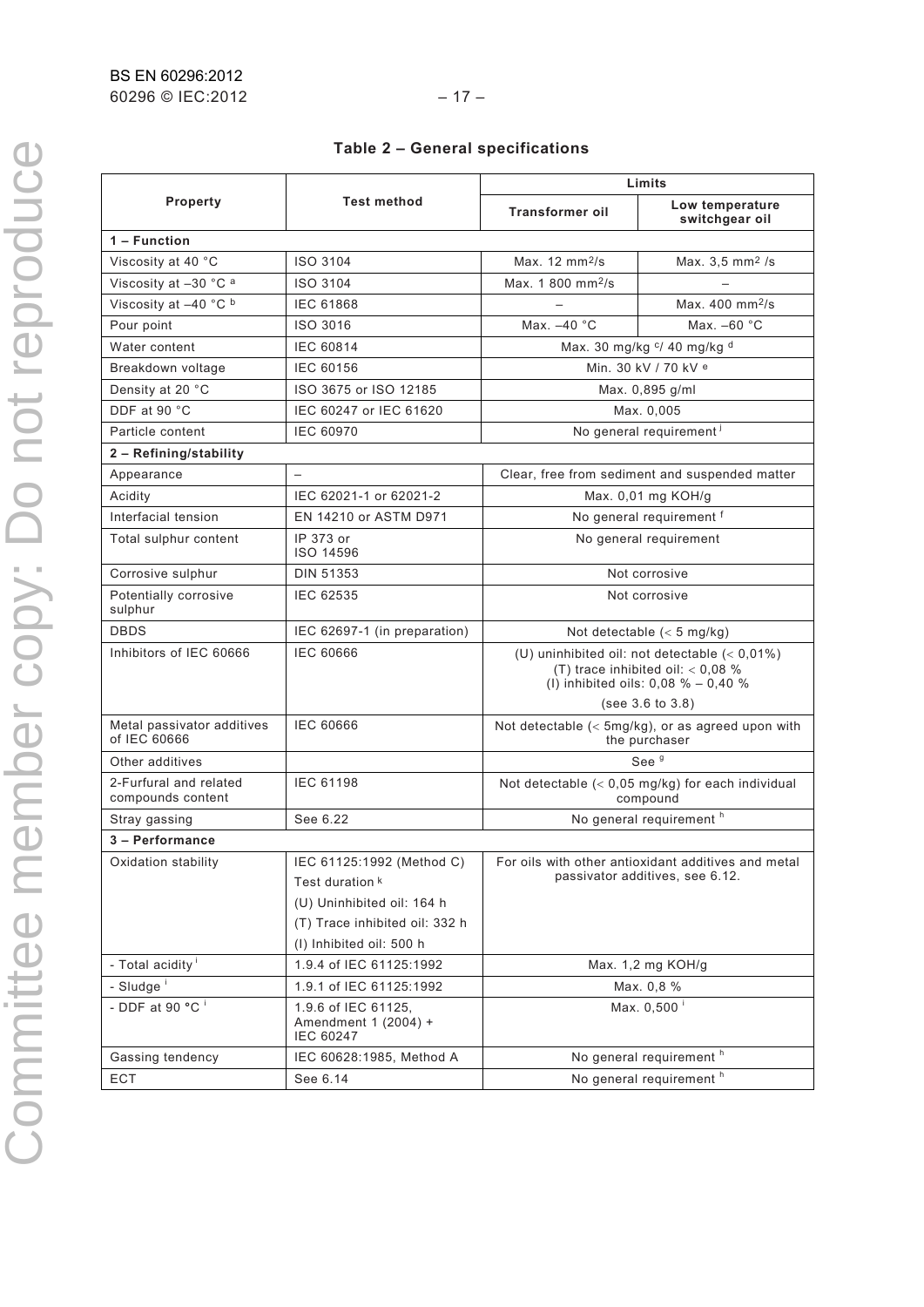**Table 2 – General specifications**

| Property | Test method | Limits | |
|---|---|---|---|
| | | Transformer oil | Low temperature switchgear oil |
| **1 – Function** | | | |
| Viscosity at 40 °C | ISO 3104 | Max. 12 $mm^2/s$ | Max. 3,5 $mm^2$ /s |
| Viscosity at –30 °C [a] | ISO 3104 | Max. 1 800 $mm^2/s$ | – |
| Viscosity at –40 °C [b] | IEC 61868 | – | Max. 400 $mm^2/s$ |
| Pour point | ISO 3016 | Max. –40 °C | Max. –60 °C |
| Water content | IEC 60814 | Max. 30 mg/kg [c]/ 40 mg/kg [d] | |
| Breakdown voltage | IEC 60156 | Min. 30 kV / 70 kV [e] | |
| Density at 20 °C | ISO 3675 or ISO 12185 | Max. 0,895 g/ml | |
| DDF at 90 °C | IEC 60247 or IEC 61620 | Max. 0,005 | |
| Particle content | IEC 60970 | No general requirement [j] | |
| **2 – Refining/stability** | | | |
| Appearance | – | Clear, free from sediment and suspended matter | |
| Acidity | IEC 62021-1 or 62021-2 | Max. 0,01 mg KOH/g | |
| Interfacial tension | EN 14210 or ASTM D971 | No general requirement [f] | |
| Total sulphur content | IP 373 or ISO 14596 | No general requirement | |
| Corrosive sulphur | DIN 51353 | Not corrosive | |
| Potentially corrosive sulphur | IEC 62535 | Not corrosive | |
| DBDS | IEC 62697-1 (in preparation) | Not detectable (< 5 mg/kg) | |
| Inhibitors of IEC 60666 | IEC 60666 | (U) uninhibited oil: not detectable (< 0,01%)<br>(T) trace inhibited oil: < 0,08 %<br>(I) inhibited oils: 0,08 % – 0,40 %<br>(see 3.6 to 3.8) | |
| Metal passivator additives of IEC 60666 | IEC 60666 | Not detectable (< 5mg/kg), or as agreed upon with the purchaser | |
| Other additives | | See [g] | |
| 2-Furfural and related compounds content | IEC 61198 | Not detectable (< 0,05 mg/kg) for each individual compound | |
| Stray gassing | See 6.22 | No general requirement [h] | |
| **3 – Performance** | | | |
| Oxidation stability | IEC 61125:1992 (Method C)<br>Test duration [k]<br>(U) Uninhibited oil: 164 h<br>(T) Trace inhibited oil: 332 h<br>(I) Inhibited oil: 500 h | For oils with other antioxidant additives and metal passivator additives, see 6.12. | |
| - Total acidity [i] | 1.9.4 of IEC 61125:1992 | Max. 1,2 mg KOH/g | |
| - Sludge [i] | 1.9.1 of IEC 61125:1992 | Max. 0,8 % | |
| - DDF at 90 °C [i] | 1.9.6 of IEC 61125, Amendment 1 (2004) + IEC 60247 | Max. 0,500 [i] | |
| Gassing tendency | IEC 60628:1985, Method A | No general requirement [h] | |
| ECT | See 6.14 | No general requirement [h] | |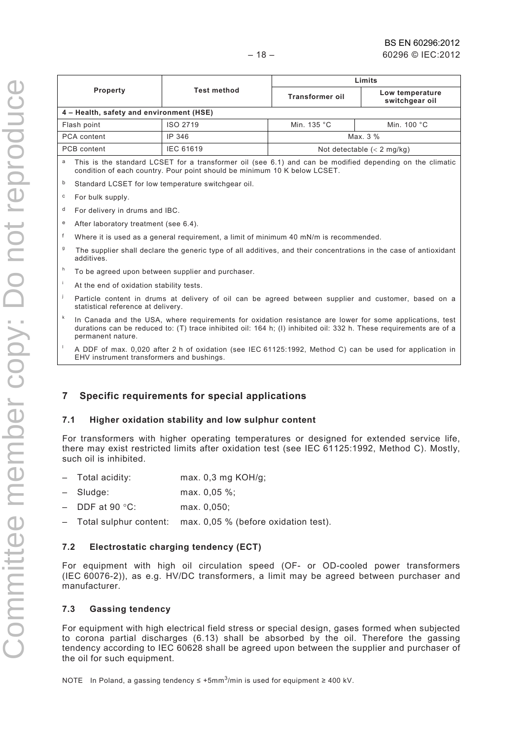| Property | Test method | Limits | |
|---|---|---|---|
| | | Transformer oil | Low temperature switchgear oil |
| **4 – Health, safety and environment (HSE)** | | | |
| Flash point | ISO 2719 | Min. 135 °C | Min. 100 °C |
| PCA content | IP 346 | Max. 3 % | |
| PCB content | IEC 61619 | Not detectable (< 2 mg/kg) | |

[a] This is the standard LCSET for a transformer oil (see 6.1) and can be modified depending on the climatic condition of each country. Pour point should be minimum 10 K below LCSET.

[b] Standard LCSET for low temperature switchgear oil.

[c] For bulk supply.

[d] For delivery in drums and IBC.

[e] After laboratory treatment (see 6.4).

[f] Where it is used as a general requirement, a limit of minimum 40 mN/m is recommended.

[g] The supplier shall declare the generic type of all additives, and their concentrations in the case of antioxidant additives.

[h] To be agreed upon between supplier and purchaser.

[i] At the end of oxidation stability tests.

[j] Particle content in drums at delivery of oil can be agreed between supplier and customer, based on a statistical reference at delivery.

[k] In Canada and the USA, where requirements for oxidation resistance are lower for some applications, test durations can be reduced to: (T) trace inhibited oil: 164 h; (I) inhibited oil: 332 h. These requirements are of a permanent nature.

[l] A DDF of max. 0,020 after 2 h of oxidation (see IEC 61125:1992, Method C) can be used for application in EHV instrument transformers and bushings.

## 7 Specific requirements for special applications

### 7.1 Higher oxidation stability and low sulphur content

For transformers with higher operating temperatures or designed for extended service life, there may exist restricted limits after oxidation test (see IEC 61125:1992, Method C). Mostly, such oil is inhibited.

- Total acidity: max. 0,3 mg KOH/g;
- Sludge: max. 0,05 %;
- DDF at 90 °C: max. 0,050;
- Total sulphur content: max. 0,05 % (before oxidation test).

### 7.2 Electrostatic charging tendency (ECT)

For equipment with high oil circulation speed (OF- or OD-cooled power transformers (IEC 60076-2)), as e.g. HV/DC transformers, a limit may be agreed between purchaser and manufacturer.

### 7.3 Gassing tendency

For equipment with high electrical field stress or special design, gases formed when subjected to corona partial discharges (6.13) shall be absorbed by the oil. Therefore the gassing tendency according to IEC 60628 shall be agreed upon between the supplier and purchaser of the oil for such equipment.

NOTE In Poland, a gassing tendency ≤ +5mm$^3$/min is used for equipment ≥ 400 kV.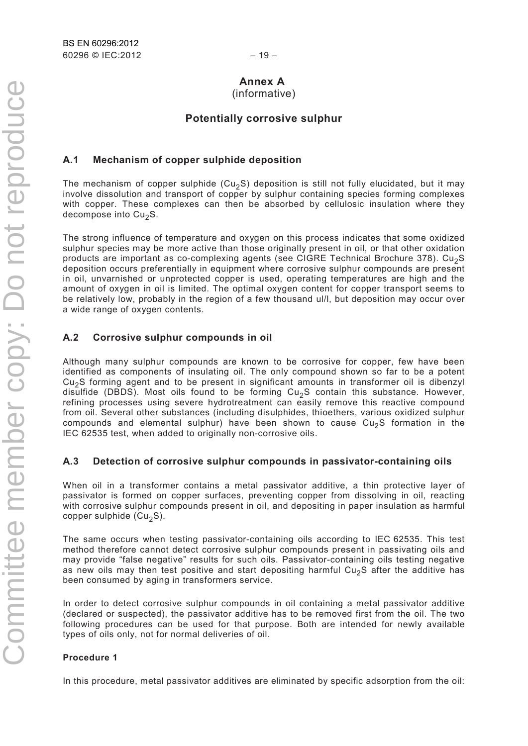# Annex A
(informative)

## Potentially corrosive sulphur

### A.1 Mechanism of copper sulphide deposition

The mechanism of copper sulphide ($Cu_2S$) deposition is still not fully elucidated, but it may involve dissolution and transport of copper by sulphur containing species forming complexes with copper. These complexes can then be absorbed by cellulosic insulation where they decompose into $Cu_2S$.

The strong influence of temperature and oxygen on this process indicates that some oxidized sulphur species may be more active than those originally present in oil, or that other oxidation products are important as co-complexing agents (see CIGRE Technical Brochure 378). $Cu_2S$ deposition occurs preferentially in equipment where corrosive sulphur compounds are present in oil, unvarnished or unprotected copper is used, operating temperatures are high and the amount of oxygen in oil is limited. The optimal oxygen content for copper transport seems to be relatively low, probably in the region of a few thousand ul/l, but deposition may occur over a wide range of oxygen contents.

### A.2 Corrosive sulphur compounds in oil

Although many sulphur compounds are known to be corrosive for copper, few have been identified as components of insulating oil. The only compound shown so far to be a potent $Cu_2S$ forming agent and to be present in significant amounts in transformer oil is dibenzyl disulfide (DBDS). Most oils found to be forming $Cu_2S$ contain this substance. However, refining processes using severe hydrotreatment can easily remove this reactive compound from oil. Several other substances (including disulphides, thioethers, various oxidized sulphur compounds and elemental sulphur) have been shown to cause $Cu_2S$ formation in the IEC 62535 test, when added to originally non-corrosive oils.

### A.3 Detection of corrosive sulphur compounds in passivator-containing oils

When oil in a transformer contains a metal passivator additive, a thin protective layer of passivator is formed on copper surfaces, preventing copper from dissolving in oil, reacting with corrosive sulphur compounds present in oil, and depositing in paper insulation as harmful copper sulphide ($Cu_2S$).

The same occurs when testing passivator-containing oils according to IEC 62535. This test method therefore cannot detect corrosive sulphur compounds present in passivating oils and may provide "false negative" results for such oils. Passivator-containing oils testing negative as new oils may then test positive and start depositing harmful $Cu_2S$ after the additive has been consumed by aging in transformers service.

In order to detect corrosive sulphur compounds in oil containing a metal passivator additive (declared or suspected), the passivator additive has to be removed first from the oil. The two following procedures can be used for that purpose. Both are intended for newly available types of oils only, not for normal deliveries of oil.

**Procedure 1**

In this procedure, metal passivator additives are eliminated by specific adsorption from the oil: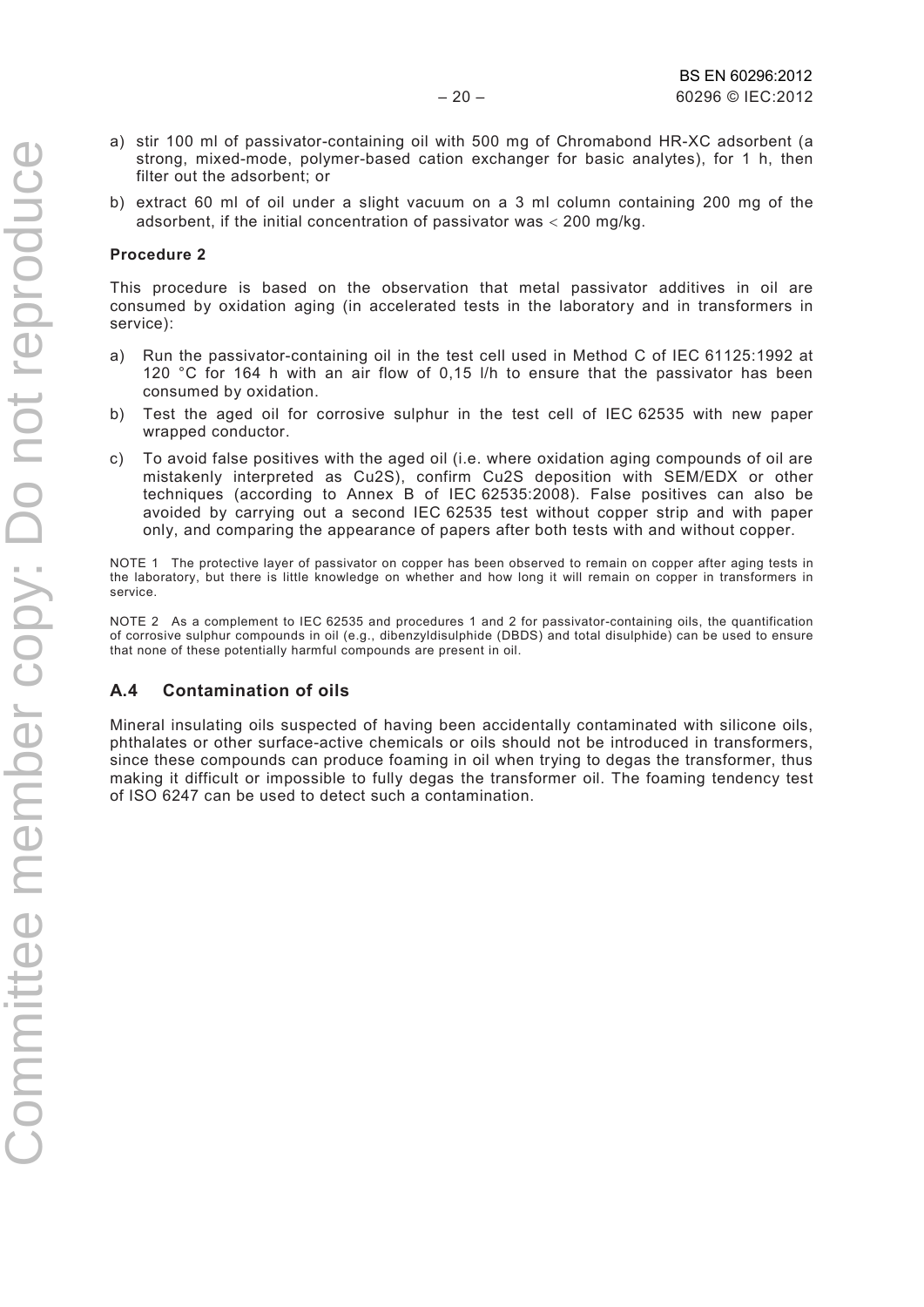a) stir 100 ml of passivator-containing oil with 500 mg of Chromabond HR-XC adsorbent (a strong, mixed-mode, polymer-based cation exchanger for basic analytes), for 1 h, then filter out the adsorbent; or

b) extract 60 ml of oil under a slight vacuum on a 3 ml column containing 200 mg of the adsorbent, if the initial concentration of passivator was < 200 mg/kg.

**Procedure 2**

This procedure is based on the observation that metal passivator additives in oil are consumed by oxidation aging (in accelerated tests in the laboratory and in transformers in service):

a) Run the passivator-containing oil in the test cell used in Method C of IEC 61125:1992 at 120 °C for 164 h with an air flow of 0,15 l/h to ensure that the passivator has been consumed by oxidation.

b) Test the aged oil for corrosive sulphur in the test cell of IEC 62535 with new paper wrapped conductor.

c) To avoid false positives with the aged oil (i.e. where oxidation aging compounds of oil are mistakenly interpreted as $Cu_2S$), confirm $Cu_2S$ deposition with SEM/EDX or other techniques (according to Annex B of IEC 62535:2008). False positives can also be avoided by carrying out a second IEC 62535 test without copper strip and with paper only, and comparing the appearance of papers after both tests with and without copper.

NOTE 1 The protective layer of passivator on copper has been observed to remain on copper after aging tests in the laboratory, but there is little knowledge on whether and how long it will remain on copper in transformers in service.

NOTE 2 As a complement to IEC 62535 and procedures 1 and 2 for passivator-containing oils, the quantification of corrosive sulphur compounds in oil (e.g., dibenzyldisulphide (DBDS) and total disulphide) can be used to ensure that none of these potentially harmful compounds are present in oil.

## A.4 Contamination of oils

Mineral insulating oils suspected of having been accidentally contaminated with silicone oils, phthalates or other surface-active chemicals or oils should not be introduced in transformers, since these compounds can produce foaming in oil when trying to degas the transformer, thus making it difficult or impossible to fully degas the transformer oil. The foaming tendency test of ISO 6247 can be used to detect such a contamination.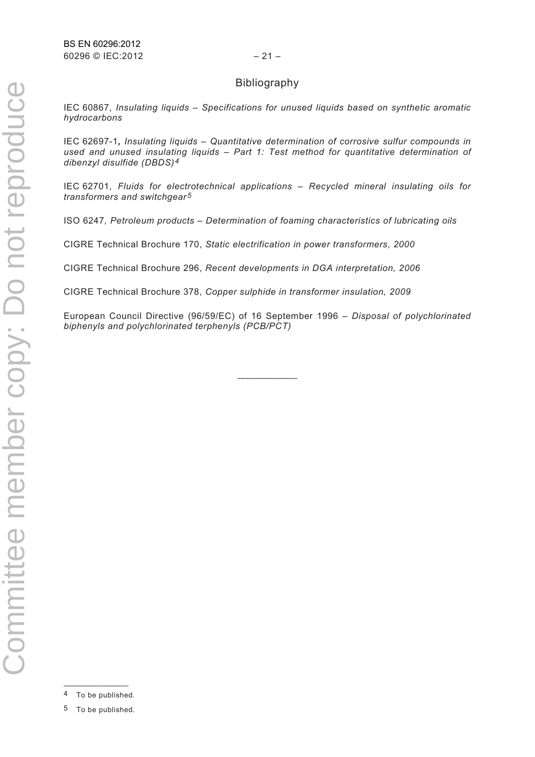# Bibliography

IEC 60867, *Insulating liquids – Specifications for unused liquids based on synthetic aromatic hydrocarbons*

IEC 62697-1, *Insulating liquids – Quantitative determination of corrosive sulfur compounds in used and unused insulating liquids – Part 1: Test method for quantitative determination of dibenzyl disulfide (DBDS)*[4]

IEC 62701, *Fluids for electrotechnical applications – Recycled mineral insulating oils for transformers and switchgear*[5]

ISO 6247, *Petroleum products – Determination of foaming characteristics of lubricating oils*

CIGRE Technical Brochure 170, *Static electrification in power transformers, 2000*

CIGRE Technical Brochure 296, *Recent developments in DGA interpretation, 2006*

CIGRE Technical Brochure 378, *Copper sulphide in transformer insulation, 2009*

European Council Directive (96/59/EC) of 16 September 1996 – *Disposal of polychlorinated biphenyls and polychlorinated terphenyls (PCB/PCT)*

___________

[4] To be published.

[5] To be published.